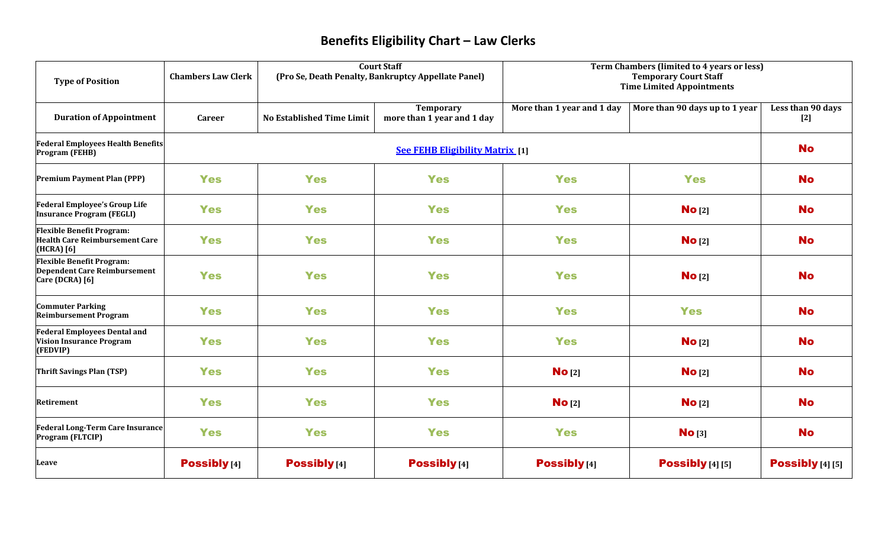# Benefits Eligibility Chart – Law Clerks

| Type of Position | Chambers Law Clerk | Court Staff (Pro Se, Death Penalty, Bankruptcy Appellate Panel) | | Term Chambers (limited to 4 years or less) Temporary Court Staff Time Limited Appointments | | |
|---|---|---|---|---|---|---|
| **Duration of Appointment** | **Career** | **No Established Time Limit** | **Temporary more than 1 year and 1 day** | **More than 1 year and 1 day** | **More than 90 days up to 1 year** | **Less than 90 days [2]** |
| **Federal Employees Health Benefits Program (FEHB)** | See FEHB Eligibility Matrix [1] | | | | | No |
| **Premium Payment Plan (PPP)** | Yes | Yes | Yes | Yes | Yes | No |
| **Federal Employee's Group Life Insurance Program (FEGLI)** | Yes | Yes | Yes | Yes | No [2] | No |
| **Flexible Benefit Program: Health Care Reimbursement Care (HCRA) [6]** | Yes | Yes | Yes | Yes | No [2] | No |
| **Flexible Benefit Program: Dependent Care Reimbursement Care (DCRA) [6]** | Yes | Yes | Yes | Yes | No [2] | No |
| **Commuter Parking Reimbursement Program** | Yes | Yes | Yes | Yes | Yes | No |
| **Federal Employees Dental and Vision Insurance Program (FEDVIP)** | Yes | Yes | Yes | Yes | No [2] | No |
| **Thrift Savings Plan (TSP)** | Yes | Yes | Yes | No [2] | No [2] | No |
| **Retirement** | Yes | Yes | Yes | No [2] | No [2] | No |
| **Federal Long-Term Care Insurance Program (FLTCIP)** | Yes | Yes | Yes | Yes | No [3] | No |
| **Leave** | Possibly [4] | Possibly [4] | Possibly [4] | Possibly [4] | Possibly [4] [5] | Possibly [4] [5] |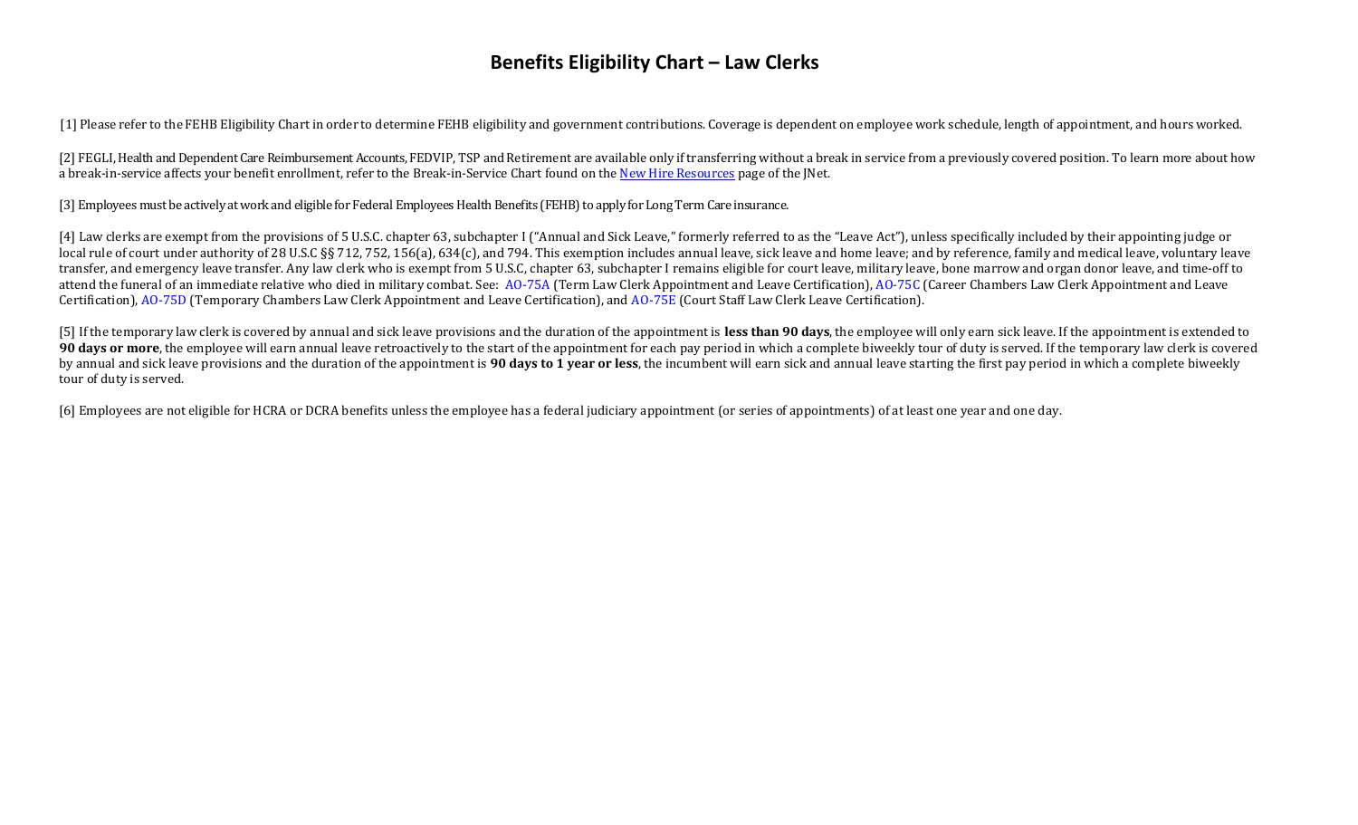# Benefits Eligibility Chart – Law Clerks

[1] Please refer to the FEHB Eligibility Chart in order to determine FEHB eligibility and government contributions. Coverage is dependent on employee work schedule, length of appointment, and hours worked.

[2] FEGLI, Health and Dependent Care Reimbursement Accounts, FEDVIP, TSP and Retirement are available only if transferring without a break in service from a previously covered position. To learn more about how a break-in-service affects your benefit enrollment, refer to the Break-in-Service Chart found on the New Hire Resources page of the JNet.

[3] Employees must be actively at work and eligible for Federal Employees Health Benefits (FEHB) to apply for Long Term Care insurance.

[4] Law clerks are exempt from the provisions of 5 U.S.C. chapter 63, subchapter I ("Annual and Sick Leave," formerly referred to as the "Leave Act"), unless specifically included by their appointing judge or local rule of court under authority of 28 U.S.C §§ 712, 752, 156(a), 634(c), and 794. This exemption includes annual leave, sick leave and home leave; and by reference, family and medical leave, voluntary leave transfer, and emergency leave transfer. Any law clerk who is exempt from 5 U.S.C, chapter 63, subchapter I remains eligible for court leave, military leave, bone marrow and organ donor leave, and time-off to attend the funeral of an immediate relative who died in military combat. See: AO-75A (Term Law Clerk Appointment and Leave Certification), AO-75C (Career Chambers Law Clerk Appointment and Leave Certification), AO-75D (Temporary Chambers Law Clerk Appointment and Leave Certification), and AO-75E (Court Staff Law Clerk Leave Certification).

[5] If the temporary law clerk is covered by annual and sick leave provisions and the duration of the appointment is **less than 90 days**, the employee will only earn sick leave. If the appointment is extended to **90 days or more**, the employee will earn annual leave retroactively to the start of the appointment for each pay period in which a complete biweekly tour of duty is served. If the temporary law clerk is covered by annual and sick leave provisions and the duration of the appointment is **90 days to 1 year or less**, the incumbent will earn sick and annual leave starting the first pay period in which a complete biweekly tour of duty is served.

[6] Employees are not eligible for HCRA or DCRA benefits unless the employee has a federal judiciary appointment (or series of appointments) of at least one year and one day.